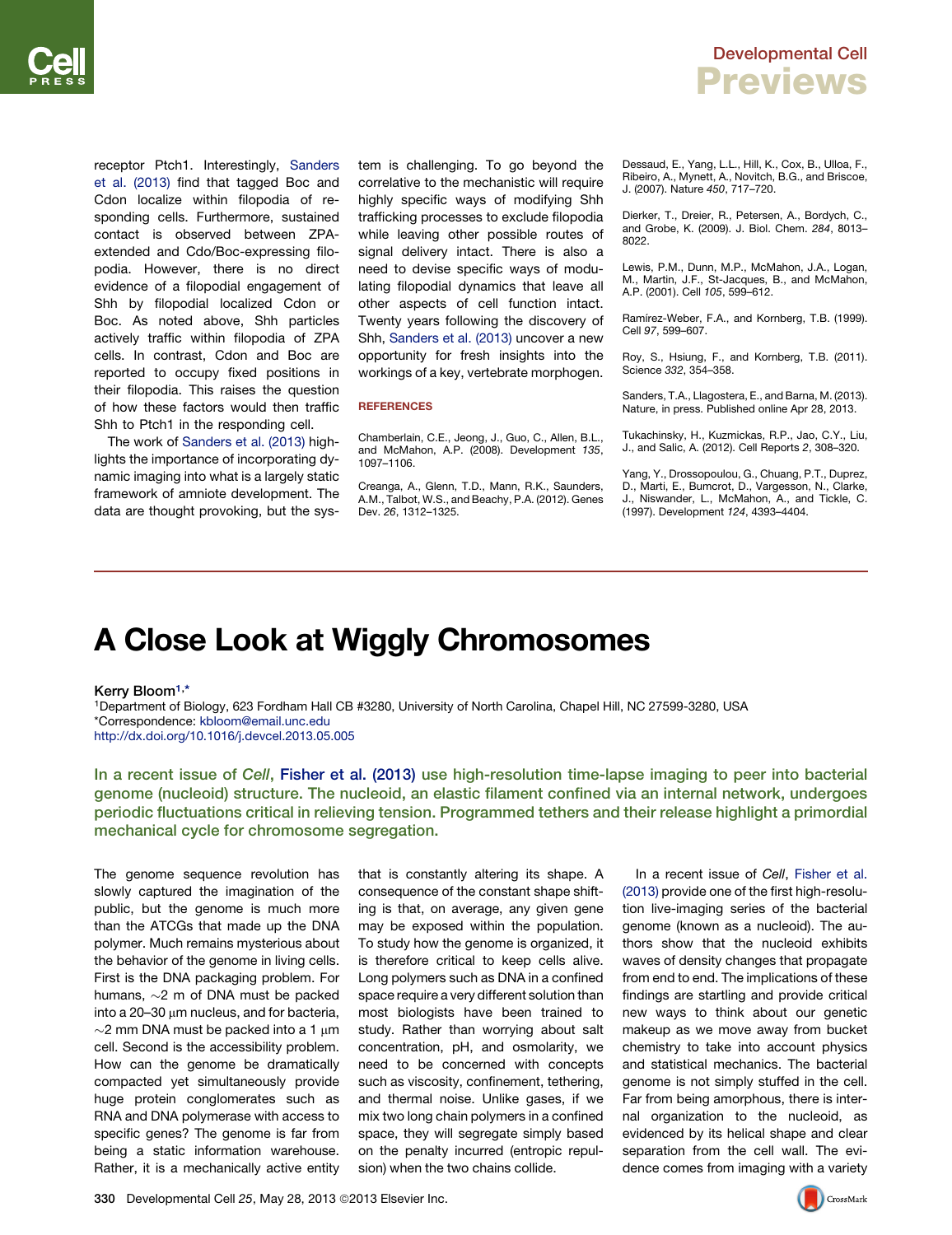receptor Ptch1. Interestingly, Sanders et al. (2013) find that tagged Boc and Cdon localize within filopodia of responding cells. Furthermore, sustained contact is observed between ZPA-extended and Cdo/Boc-expressing filopodia. However, there is no direct evidence of a filopodial engagement of Shh by filopodial localized Cdon or Boc. As noted above, Shh particles actively traffic within filopodia of ZPA cells. In contrast, Cdon and Boc are reported to occupy fixed positions in their filopodia. This raises the question of how these factors would then traffic Shh to Ptch1 in the responding cell.

The work of Sanders et al. (2013) highlights the importance of incorporating dynamic imaging into what is a largely static framework of amniote development. The data are thought provoking, but the system is challenging. To go beyond the correlative to the mechanistic will require highly specific ways of modifying Shh trafficking processes to exclude filopodia while leaving other possible routes of signal delivery intact. There is also a need to devise specific ways of modulating filopodial dynamics that leave all other aspects of cell function intact. Twenty years following the discovery of Shh, Sanders et al. (2013) uncover a new opportunity for fresh insights into the workings of a key, vertebrate morphogen.

## REFERENCES

Chamberlain, C.E., Jeong, J., Guo, C., Allen, B.L., and McMahon, A.P. (2008). Development *135*, 1097–1106.

Creanga, A., Glenn, T.D., Mann, R.K., Saunders, A.M., Talbot, W.S., and Beachy, P.A. (2012). Genes Dev. *26*, 1312–1325.

Dessaud, E., Yang, L.L., Hill, K., Cox, B., Ulloa, F., Ribeiro, A., Mynett, A., Novitch, B.G., and Briscoe, J. (2007). Nature *450*, 717–720.

Dierker, T., Dreier, R., Petersen, A., Bordych, C., and Grobe, K. (2009). J. Biol. Chem. *284*, 8013–8022.

Lewis, P.M., Dunn, M.P., McMahon, J.A., Logan, M., Martin, J.F., St-Jacques, B., and McMahon, A.P. (2001). Cell *105*, 599–612.

Ramírez-Weber, F.A., and Kornberg, T.B. (1999). Cell *97*, 599–607.

Roy, S., Hsiung, F., and Kornberg, T.B. (2011). Science *332*, 354–358.

Sanders, T.A., Llagostera, E., and Barna, M. (2013). Nature, in press. Published online Apr 28, 2013.

Tukachinsky, H., Kuzmickas, R.P., Jao, C.Y., Liu, J., and Salic, A. (2012). Cell Reports *2*, 308–320.

Yang, Y., Drossopoulou, G., Chuang, P.T., Duprez, D., Marti, E., Bumcrot, D., Vargesson, N., Clarke, J., Niswander, L., McMahon, A., and Tickle, C. (1997). Development *124*, 4393–4404.

# A Close Look at Wiggly Chromosomes

**Kerry Bloom**[1,*]

[1]Department of Biology, 623 Fordham Hall CB #3280, University of North Carolina, Chapel Hill, NC 27599-3280, USA
*Correspondence: kbloom@email.unc.edu
http://dx.doi.org/10.1016/j.devcel.2013.05.005

In a recent issue of *Cell*, Fisher et al. (2013) use high-resolution time-lapse imaging to peer into bacterial genome (nucleoid) structure. The nucleoid, an elastic filament confined via an internal network, undergoes periodic fluctuations critical in relieving tension. Programmed tethers and their release highlight a primordial mechanical cycle for chromosome segregation.

The genome sequence revolution has slowly captured the imagination of the public, but the genome is much more than the ATCGs that made up the DNA polymer. Much remains mysterious about the behavior of the genome in living cells. First is the DNA packaging problem. For humans, ~2 m of DNA must be packed into a 20–30 μm nucleus, and for bacteria, ~2 mm DNA must be packed into a 1 μm cell. Second is the accessibility problem. How can the genome be dramatically compacted yet simultaneously provide huge protein conglomerates such as RNA and DNA polymerase with access to specific genes? The genome is far from being a static information warehouse. Rather, it is a mechanically active entity that is constantly altering its shape. A consequence of the constant shape shifting is that, on average, any given gene may be exposed within the population. To study how the genome is organized, it is therefore critical to keep cells alive. Long polymers such as DNA in a confined space require a very different solution than most biologists have been trained to study. Rather than worrying about salt concentration, pH, and osmolarity, we need to be concerned with concepts such as viscosity, confinement, tethering, and thermal noise. Unlike gases, if we mix two long chain polymers in a confined space, they will segregate simply based on the penalty incurred (entropic repulsion) when the two chains collide.

In a recent issue of *Cell*, Fisher et al. (2013) provide one of the first high-resolution live-imaging series of the bacterial genome (known as a nucleoid). The authors show that the nucleoid exhibits waves of density changes that propagate from end to end. The implications of these findings are startling and provide critical new ways to think about our genetic makeup as we move away from bucket chemistry to take into account physics and statistical mechanics. The bacterial genome is not simply stuffed in the cell. Far from being amorphous, there is internal organization to the nucleoid, as evidenced by its helical shape and clear separation from the cell wall. The evidence comes from imaging with a variety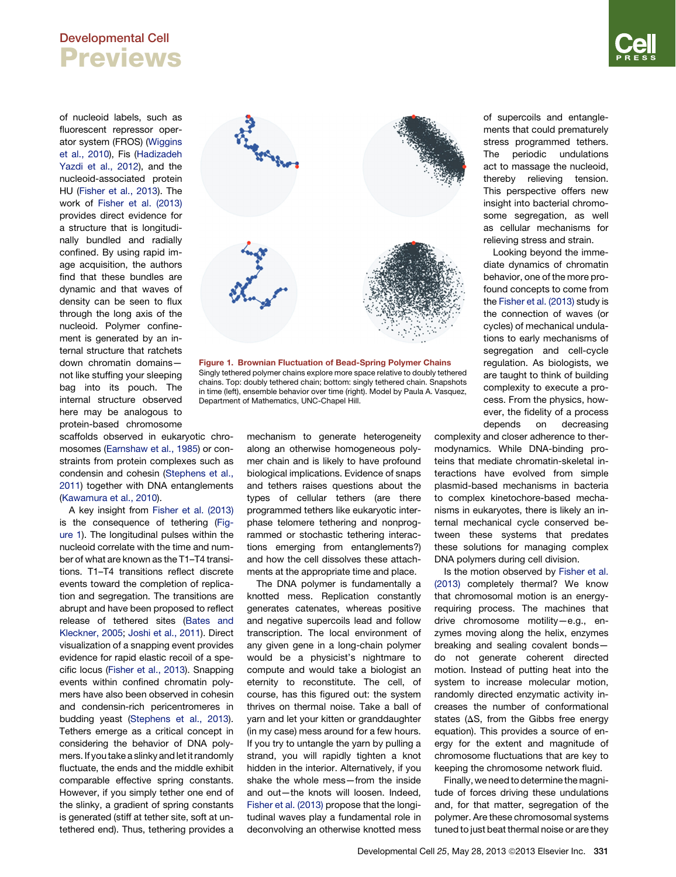of nucleoid labels, such as fluorescent repressor operator system (FROS) (Wiggins et al., 2010), Fis (Hadizadeh Yazdi et al., 2012), and the nucleoid-associated protein HU (Fisher et al., 2013). The work of Fisher et al. (2013) provides direct evidence for a structure that is longitudinally bundled and radially confined. By using rapid image acquisition, the authors find that these bundles are dynamic and that waves of density can be seen to flux through the long axis of the nucleoid. Polymer confinement is generated by an internal structure that ratchets down chromatin domains—not like stuffing your sleeping bag into its pouch. The internal structure observed here may be analogous to protein-based chromosome scaffolds observed in eukaryotic chromosomes (Earnshaw et al., 1985) or constraints from protein complexes such as condensin and cohesin (Stephens et al., 2011) together with DNA entanglements (Kawamura et al., 2010).

**Figure 1. Brownian Fluctuation of Bead-Spring Polymer Chains**
Singly tethered polymer chains explore more space relative to doubly tethered chains. Top: doubly tethered chain; bottom: singly tethered chain. Snapshots in time (left), ensemble behavior over time (right). Model by Paula A. Vasquez, Department of Mathematics, UNC-Chapel Hill.

A key insight from Fisher et al. (2013) is the consequence of tethering (Figure 1). The longitudinal pulses within the nucleoid correlate with the time and number of what are known as the T1–T4 transitions. T1–T4 transitions reflect discrete events toward the completion of replication and segregation. The transitions are abrupt and have been proposed to reflect release of tethered sites (Bates and Kleckner, 2005; Joshi et al., 2011). Direct visualization of a snapping event provides evidence for rapid elastic recoil of a specific locus (Fisher et al., 2013). Snapping events within confined chromatin polymers have also been observed in cohesin and condensin-rich pericentromeres in budding yeast (Stephens et al., 2013). Tethers emerge as a critical concept in considering the behavior of DNA polymers. If you take a slinky and let it randomly fluctuate, the ends and the middle exhibit comparable effective spring constants. However, if you simply tether one end of the slinky, a gradient of spring constants is generated (stiff at tether site, soft at untethered end). Thus, tethering provides a mechanism to generate heterogeneity along an otherwise homogeneous polymer chain and is likely to have profound biological implications. Evidence of snaps and tethers raises questions about the types of cellular tethers (are there programmed tethers like eukaryotic interphase telomere tethering and nonprogrammed or stochastic tethering interactions emerging from entanglements?) and how the cell dissolves these attachments at the appropriate time and place.

The DNA polymer is fundamentally a knotted mess. Replication constantly generates catenates, whereas positive and negative supercoils lead and follow transcription. The local environment of any given gene in a long-chain polymer would be a physicist's nightmare to compute and would take a biologist an eternity to reconstitute. The cell, of course, has this figured out: the system thrives on thermal noise. Take a ball of yarn and let your kitten or granddaughter (in my case) mess around for a few hours. If you try to untangle the yarn by pulling a strand, you will rapidly tighten a knot hidden in the interior. Alternatively, if you shake the whole mess—from the inside and out—the knots will loosen. Indeed, Fisher et al. (2013) propose that the longitudinal waves play a fundamental role in deconvolving an otherwise knotted mess of supercoils and entanglements that could prematurely stress programmed tethers. The periodic undulations act to massage the nucleoid, thereby relieving tension. This perspective offers new insight into bacterial chromosome segregation, as well as cellular mechanisms for relieving stress and strain.

Looking beyond the immediate dynamics of chromatin behavior, one of the more profound concepts to come from the Fisher et al. (2013) study is the connection of waves (or cycles) of mechanical undulations to early mechanisms of segregation and cell-cycle regulation. As biologists, we are taught to think of building complexity to execute a process. From the physics, however, the fidelity of a process depends on decreasing complexity and closer adherence to thermodynamics. While DNA-binding proteins that mediate chromatin-skeletal interactions have evolved from simple plasmid-based mechanisms in bacteria to complex kinetochore-based mechanisms in eukaryotes, there is likely an internal mechanical cycle conserved between these systems that predates these solutions for managing complex DNA polymers during cell division.

Is the motion observed by Fisher et al. (2013) completely thermal? We know that chromosomal motion is an energy-requiring process. The machines that drive chromosome motility—e.g., enzymes moving along the helix, enzymes breaking and sealing covalent bonds—do not generate coherent directed motion. Instead of putting heat into the system to increase molecular motion, randomly directed enzymatic activity increases the number of conformational states ($\Delta S$, from the Gibbs free energy equation). This provides a source of energy for the extent and magnitude of chromosome fluctuations that are key to keeping the chromosome network fluid.

Finally, we need to determine the magnitude of forces driving these undulations and, for that matter, segregation of the polymer. Are these chromosomal systems tuned to just beat thermal noise or are they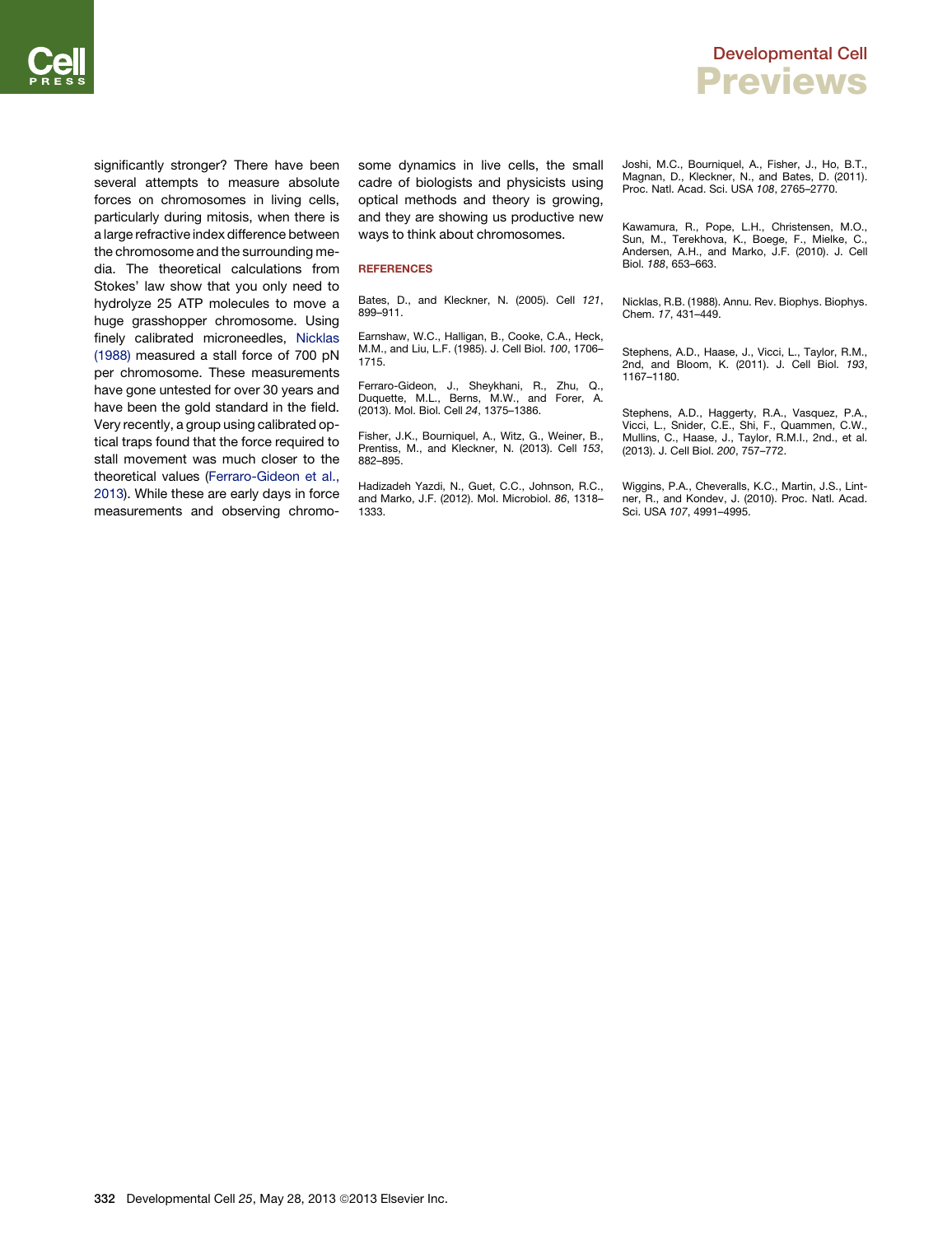significantly stronger? There have been several attempts to measure absolute forces on chromosomes in living cells, particularly during mitosis, when there is a large refractive index difference between the chromosome and the surrounding media. The theoretical calculations from Stokes' law show that you only need to hydrolyze 25 ATP molecules to move a huge grasshopper chromosome. Using finely calibrated microneedles, Nicklas (1988) measured a stall force of 700 pN per chromosome. These measurements have gone untested for over 30 years and have been the gold standard in the field. Very recently, a group using calibrated optical traps found that the force required to stall movement was much closer to the theoretical values (Ferraro-Gideon et al., 2013). While these are early days in force measurements and observing chromosome dynamics in live cells, the small cadre of biologists and physicists using optical methods and theory is growing, and they are showing us productive new ways to think about chromosomes.

## REFERENCES

Bates, D., and Kleckner, N. (2005). Cell *121*, 899–911.

Earnshaw, W.C., Halligan, B., Cooke, C.A., Heck, M.M., and Liu, L.F. (1985). J. Cell Biol. *100*, 1706–1715.

Ferraro-Gideon, J., Sheykhani, R., Zhu, Q., Duquette, M.L., Berns, M.W., and Forer, A. (2013). Mol. Biol. Cell *24*, 1375–1386.

Fisher, J.K., Bourniquel, A., Witz, G., Weiner, B., Prentiss, M., and Kleckner, N. (2013). Cell *153*, 882–895.

Hadizadeh Yazdi, N., Guet, C.C., Johnson, R.C., and Marko, J.F. (2012). Mol. Microbiol. *86*, 1318–1333.

Joshi, M.C., Bourniquel, A., Fisher, J., Ho, B.T., Magnan, D., Kleckner, N., and Bates, D. (2011). Proc. Natl. Acad. Sci. USA *108*, 2765–2770.

Kawamura, R., Pope, L.H., Christensen, M.O., Sun, M., Terekhova, K., Boege, F., Mielke, C., Andersen, A.H., and Marko, J.F. (2010). J. Cell Biol. *188*, 653–663.

Nicklas, R.B. (1988). Annu. Rev. Biophys. Biophys. Chem. *17*, 431–449.

Stephens, A.D., Haase, J., Vicci, L., Taylor, R.M., 2nd, and Bloom, K. (2011). J. Cell Biol. *193*, 1167–1180.

Stephens, A.D., Haggerty, R.A., Vasquez, P.A., Vicci, L., Snider, C.E., Shi, F., Quammen, C.W., Mullins, C., Haase, J., Taylor, R.M.I., 2nd., et al. (2013). J. Cell Biol. *200*, 757–772.

Wiggins, P.A., Cheveralls, K.C., Martin, J.S., Lintner, R., and Kondev, J. (2010). Proc. Natl. Acad. Sci. USA *107*, 4991–4995.